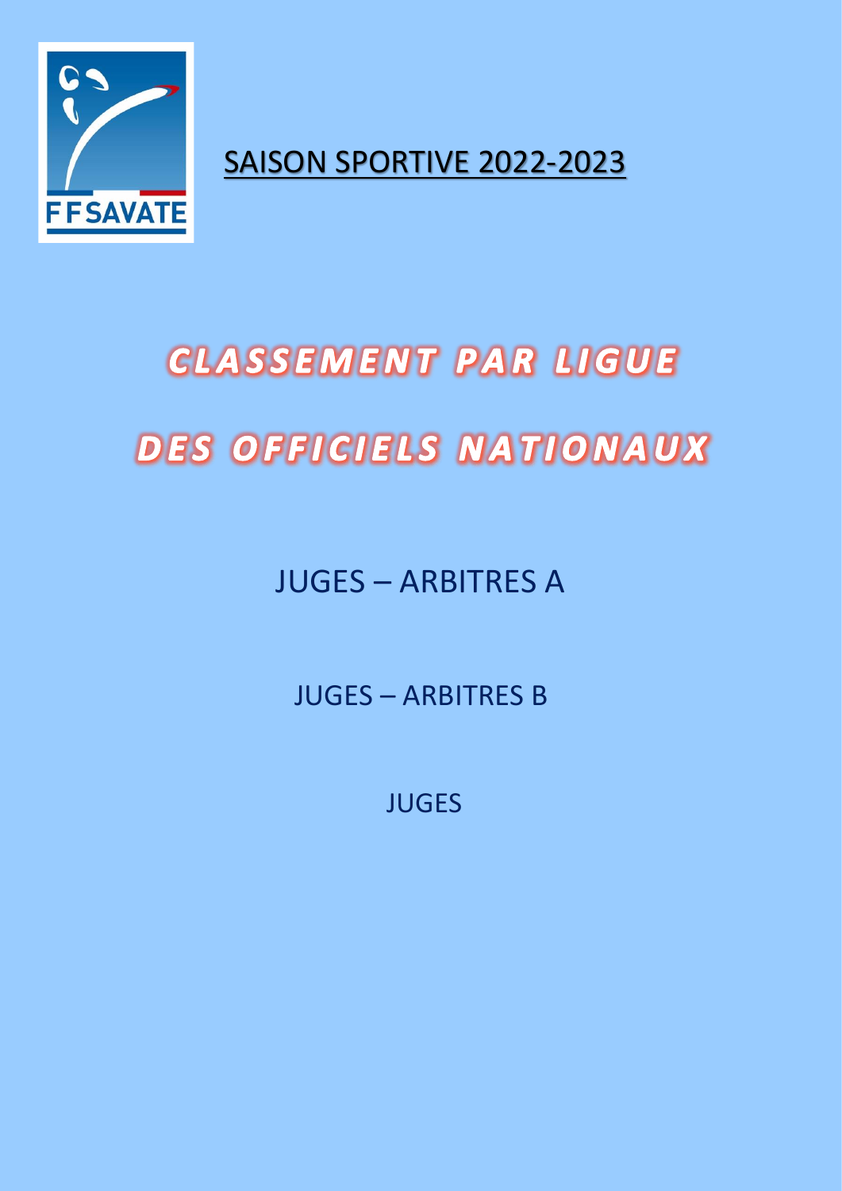FFSAVATE

SAISON SPORTIVE 2022-2023

# CLASSEMENT PAR LIGUE

# DES OFFICIELS NATIONAUX

JUGES – ARBITRES A

JUGES – ARBITRES B

JUGES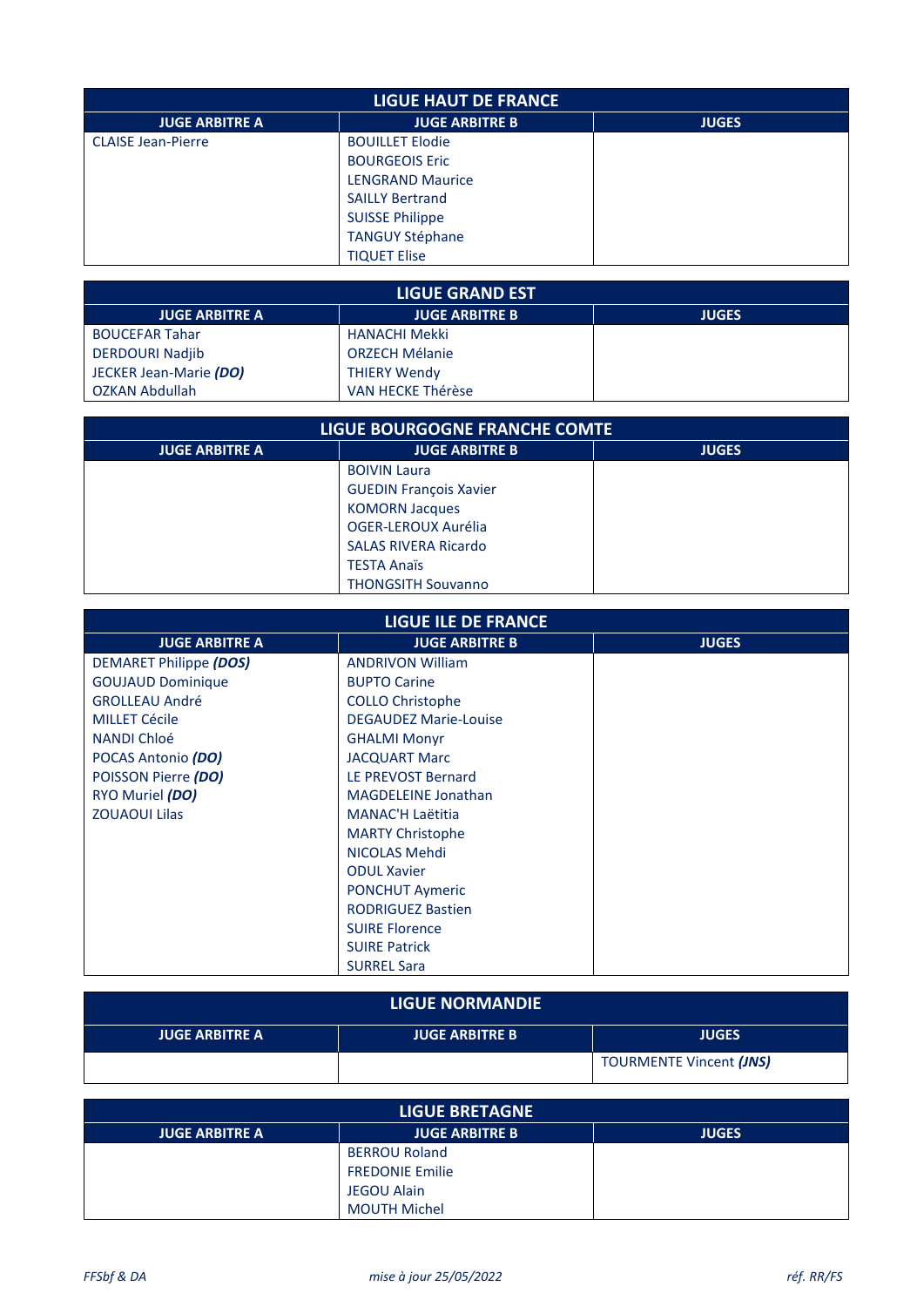| LIGUE HAUT DE FRANCE | | |
|---|---|---|
| **JUGE ARBITRE A** | **JUGE ARBITRE B** | **JUGES** |
| CLAISE Jean-Pierre | BOUILLET Elodie | |
| | BOURGEOIS Eric | |
| | LENGRAND Maurice | |
| | SAILLY Bertrand | |
| | SUISSE Philippe | |
| | TANGUY Stéphane | |
| | TIQUET Elise | |

| LIGUE GRAND EST | | |
|---|---|---|
| **JUGE ARBITRE A** | **JUGE ARBITRE B** | **JUGES** |
| BOUCEFAR Tahar | HANACHI Mekki | |
| DERDOURI Nadjib | ORZECH Mélanie | |
| JECKER Jean-Marie ***(DO)*** | THIERY Wendy | |
| OZKAN Abdullah | VAN HECKE Thérèse | |

| LIGUE BOURGOGNE FRANCHE COMTE | | |
|---|---|---|
| **JUGE ARBITRE A** | **JUGE ARBITRE B** | **JUGES** |
| | BOIVIN Laura | |
| | GUEDIN François Xavier | |
| | KOMORN Jacques | |
| | OGER-LEROUX Aurélia | |
| | SALAS RIVERA Ricardo | |
| | TESTA Anaïs | |
| | THONGSITH Souvanno | |

| LIGUE ILE DE FRANCE | | |
|---|---|---|
| **JUGE ARBITRE A** | **JUGE ARBITRE B** | **JUGES** |
| DEMARET Philippe ***(DOS)*** | ANDRIVON William | |
| GOUJAUD Dominique | BUPTO Carine | |
| GROLLEAU André | COLLO Christophe | |
| MILLET Cécile | DEGAUDEZ Marie-Louise | |
| NANDI Chloé | GHALMI Monyr | |
| POCAS Antonio ***(DO)*** | JACQUART Marc | |
| POISSON Pierre ***(DO)*** | LE PREVOST Bernard | |
| RYO Muriel ***(DO)*** | MAGDELEINE Jonathan | |
| ZOUAOUI Lilas | MANAC'H Laëtitia | |
| | MARTY Christophe | |
| | NICOLAS Mehdi | |
| | ODUL Xavier | |
| | PONCHUT Aymeric | |
| | RODRIGUEZ Bastien | |
| | SUIRE Florence | |
| | SUIRE Patrick | |
| | SURREL Sara | |

| LIGUE NORMANDIE | | |
|---|---|---|
| **JUGE ARBITRE A** | **JUGE ARBITRE B** | **JUGES** |
| | | TOURMENTE Vincent ***(JNS)*** |

| LIGUE BRETAGNE | | |
|---|---|---|
| **JUGE ARBITRE A** | **JUGE ARBITRE B** | **JUGES** |
| | BERROU Roland | |
| | FREDONIE Emilie | |
| | JEGOU Alain | |
| | MOUTH Michel | |

*FFSbf & DA* *mise à jour 25/05/2022* *réf. RR/FS*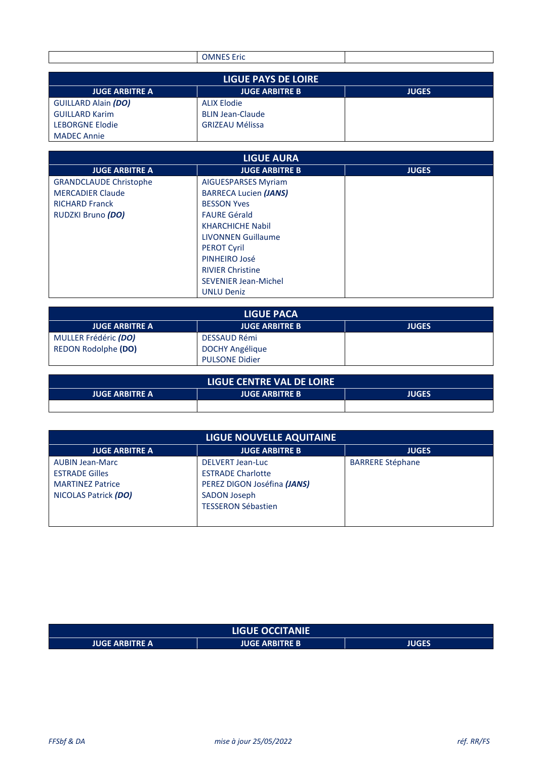| | | |
|---|---|---|
| | OMNES Eric | |

| LIGUE PAYS DE LOIRE | | |
|---|---|---|
| **JUGE ARBITRE A** | **JUGE ARBITRE B** | **JUGES** |
| GUILLARD Alain ***(DO)*** | ALIX Elodie | |
| GUILLARD Karim | BLIN Jean-Claude | |
| LEBORGNE Elodie | GRIZEAU Mélissa | |
| MADEC Annie | | |

| LIGUE AURA | | |
|---|---|---|
| **JUGE ARBITRE A** | **JUGE ARBITRE B** | **JUGES** |
| GRANDCLAUDE Christophe | AIGUESPARSES Myriam | |
| MERCADIER Claude | BARRECA Lucien ***(JANS)*** | |
| RICHARD Franck | BESSON Yves | |
| RUDZKI Bruno ***(DO)*** | FAURE Gérald | |
| | KHARCHICHE Nabil | |
| | LIVONNEN Guillaume | |
| | PEROT Cyril | |
| | PINHEIRO José | |
| | RIVIER Christine | |
| | SEVENIER Jean-Michel | |
| | UNLU Deniz | |

| LIGUE PACA | | |
|---|---|---|
| **JUGE ARBITRE A** | **JUGE ARBITRE B** | **JUGES** |
| MULLER Frédéric ***(DO)*** | DESSAUD Rémi | |
| REDON Rodolphe **(DO)** | DOCHY Angélique | |
| | PULSONE Didier | |

| LIGUE CENTRE VAL DE LOIRE | | |
|---|---|---|
| **JUGE ARBITRE A** | **JUGE ARBITRE B** | **JUGES** |
| | | |

| LIGUE NOUVELLE AQUITAINE | | |
|---|---|---|
| **JUGE ARBITRE A** | **JUGE ARBITRE B** | **JUGES** |
| AUBIN Jean-Marc | DELVERT Jean-Luc | BARRERE Stéphane |
| ESTRADE Gilles | ESTRADE Charlotte | |
| MARTINEZ Patrice | PEREZ DIGON Joséfina ***(JANS)*** | |
| NICOLAS Patrick ***(DO)*** | SADON Joseph | |
| | TESSERON Sébastien | |

| LIGUE OCCITANIE | | |
|---|---|---|
| **JUGE ARBITRE A** | **JUGE ARBITRE B** | **JUGES** |

*FFSbf & DA* *mise à jour 25/05/2022* *réf. RR/FS*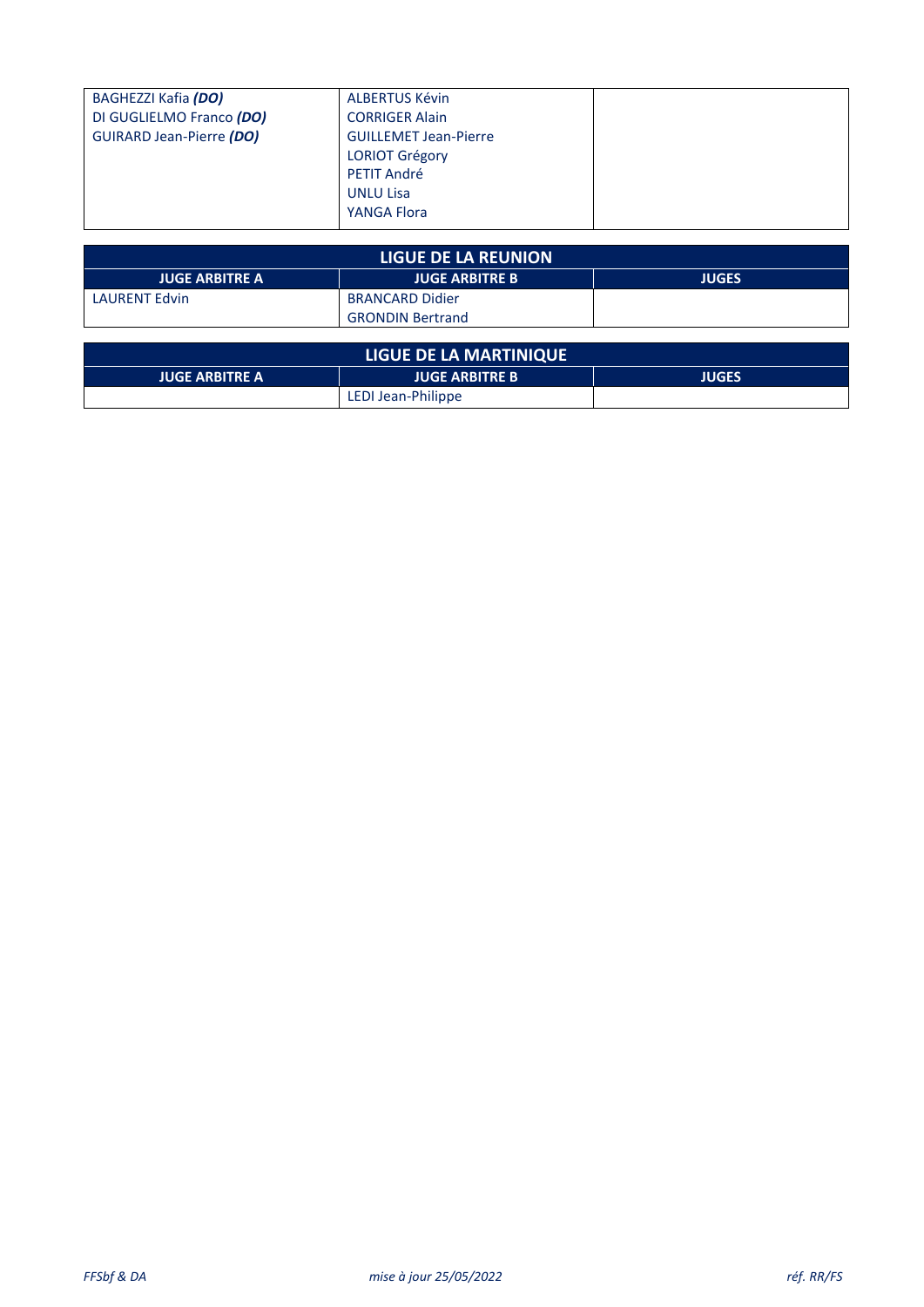| | | |
|---|---|---|
| BAGHEZZI Kafia ***(DO)***<br>DI GUGLIELMO Franco ***(DO)***<br>GUIRARD Jean-Pierre ***(DO)*** | ALBERTUS Kévin<br>CORRIGER Alain<br>GUILLEMET Jean-Pierre<br>LORIOT Grégory<br>PETIT André<br>UNLU Lisa<br>YANGA Flora | |

| LIGUE DE LA REUNION | | |
|---|---|---|
| **JUGE ARBITRE A** | **JUGE ARBITRE B** | **JUGES** |
| LAURENT Edvin | BRANCARD Didier<br>GRONDIN Bertrand | |

| LIGUE DE LA MARTINIQUE | | |
|---|---|---|
| **JUGE ARBITRE A** | **JUGE ARBITRE B** | **JUGES** |
| | LEDI Jean-Philippe | |

*FFSbf & DA* *mise à jour 25/05/2022* *réf. RR/FS*